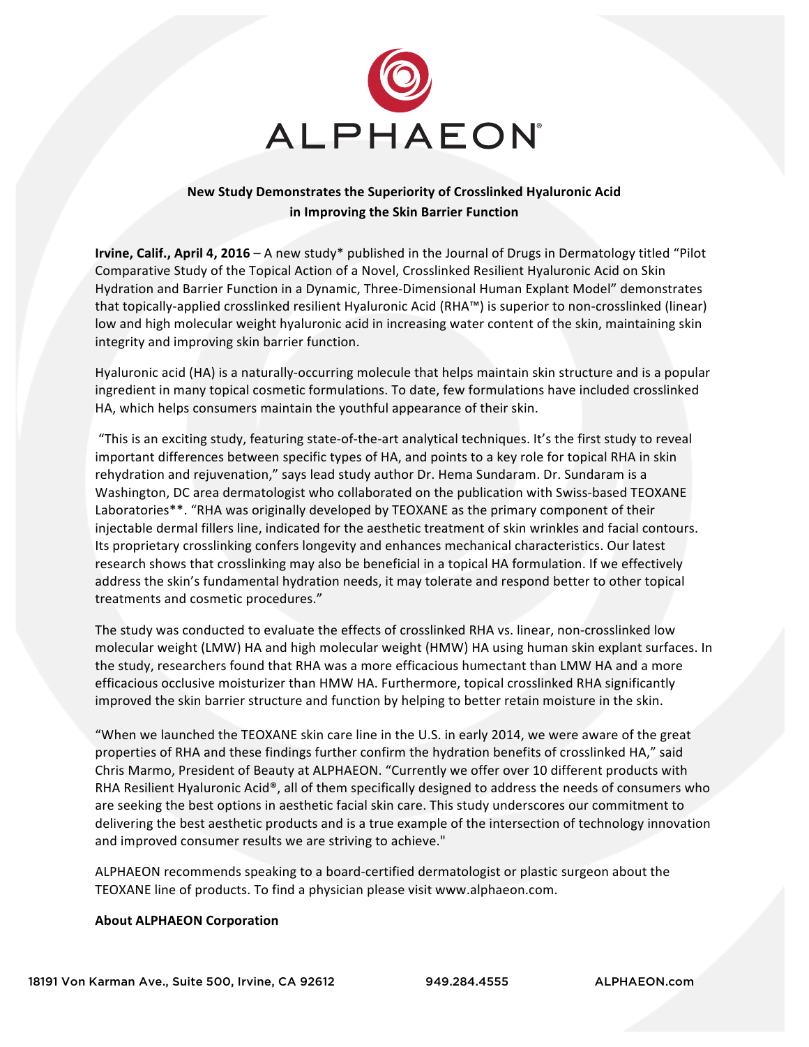ALPHAEON®

**New Study Demonstrates the Superiority of Crosslinked Hyaluronic Acid in Improving the Skin Barrier Function**

**Irvine, Calif., April 4, 2016** – A new study* published in the Journal of Drugs in Dermatology titled "Pilot Comparative Study of the Topical Action of a Novel, Crosslinked Resilient Hyaluronic Acid on Skin Hydration and Barrier Function in a Dynamic, Three-Dimensional Human Explant Model" demonstrates that topically-applied crosslinked resilient Hyaluronic Acid (RHA™) is superior to non-crosslinked (linear) low and high molecular weight hyaluronic acid in increasing water content of the skin, maintaining skin integrity and improving skin barrier function.

Hyaluronic acid (HA) is a naturally-occurring molecule that helps maintain skin structure and is a popular ingredient in many topical cosmetic formulations. To date, few formulations have included crosslinked HA, which helps consumers maintain the youthful appearance of their skin.

"This is an exciting study, featuring state-of-the-art analytical techniques. It's the first study to reveal important differences between specific types of HA, and points to a key role for topical RHA in skin rehydration and rejuvenation," says lead study author Dr. Hema Sundaram. Dr. Sundaram is a Washington, DC area dermatologist who collaborated on the publication with Swiss-based TEOXANE Laboratories**. "RHA was originally developed by TEOXANE as the primary component of their injectable dermal fillers line, indicated for the aesthetic treatment of skin wrinkles and facial contours. Its proprietary crosslinking confers longevity and enhances mechanical characteristics. Our latest research shows that crosslinking may also be beneficial in a topical HA formulation. If we effectively address the skin's fundamental hydration needs, it may tolerate and respond better to other topical treatments and cosmetic procedures."

The study was conducted to evaluate the effects of crosslinked RHA vs. linear, non-crosslinked low molecular weight (LMW) HA and high molecular weight (HMW) HA using human skin explant surfaces. In the study, researchers found that RHA was a more efficacious humectant than LMW HA and a more efficacious occlusive moisturizer than HMW HA. Furthermore, topical crosslinked RHA significantly improved the skin barrier structure and function by helping to better retain moisture in the skin.

"When we launched the TEOXANE skin care line in the U.S. in early 2014, we were aware of the great properties of RHA and these findings further confirm the hydration benefits of crosslinked HA," said Chris Marmo, President of Beauty at ALPHAEON. "Currently we offer over 10 different products with RHA Resilient Hyaluronic Acid®, all of them specifically designed to address the needs of consumers who are seeking the best options in aesthetic facial skin care. This study underscores our commitment to delivering the best aesthetic products and is a true example of the intersection of technology innovation and improved consumer results we are striving to achieve."

ALPHAEON recommends speaking to a board-certified dermatologist or plastic surgeon about the TEOXANE line of products. To find a physician please visit www.alphaeon.com.

**About ALPHAEON Corporation**

18191 Von Karman Ave., Suite 500, Irvine, CA 92612 949.284.4555 ALPHAEON.com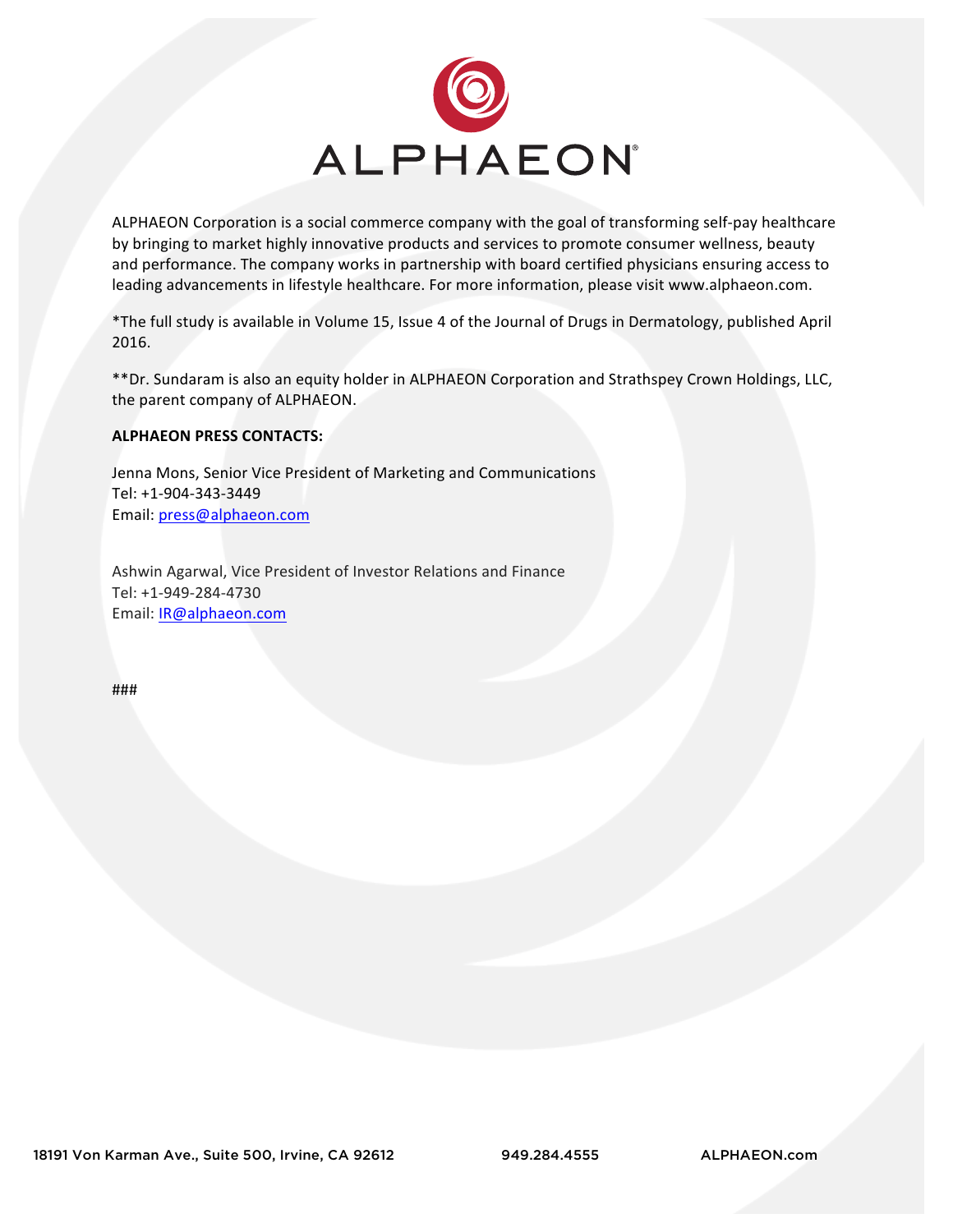ALPHAEON Corporation is a social commerce company with the goal of transforming self-pay healthcare by bringing to market highly innovative products and services to promote consumer wellness, beauty and performance. The company works in partnership with board certified physicians ensuring access to leading advancements in lifestyle healthcare. For more information, please visit www.alphaeon.com.

*The full study is available in Volume 15, Issue 4 of the Journal of Drugs in Dermatology, published April 2016.

**Dr. Sundaram is also an equity holder in ALPHAEON Corporation and Strathspey Crown Holdings, LLC, the parent company of ALPHAEON.

**ALPHAEON PRESS CONTACTS:**

Jenna Mons, Senior Vice President of Marketing and Communications
Tel: +1-904-343-3449
Email: press@alphaeon.com

Ashwin Agarwal, Vice President of Investor Relations and Finance
Tel: +1-949-284-4730
Email: IR@alphaeon.com

###

18191 Von Karman Ave., Suite 500, Irvine, CA 92612 949.284.4555 ALPHAEON.com